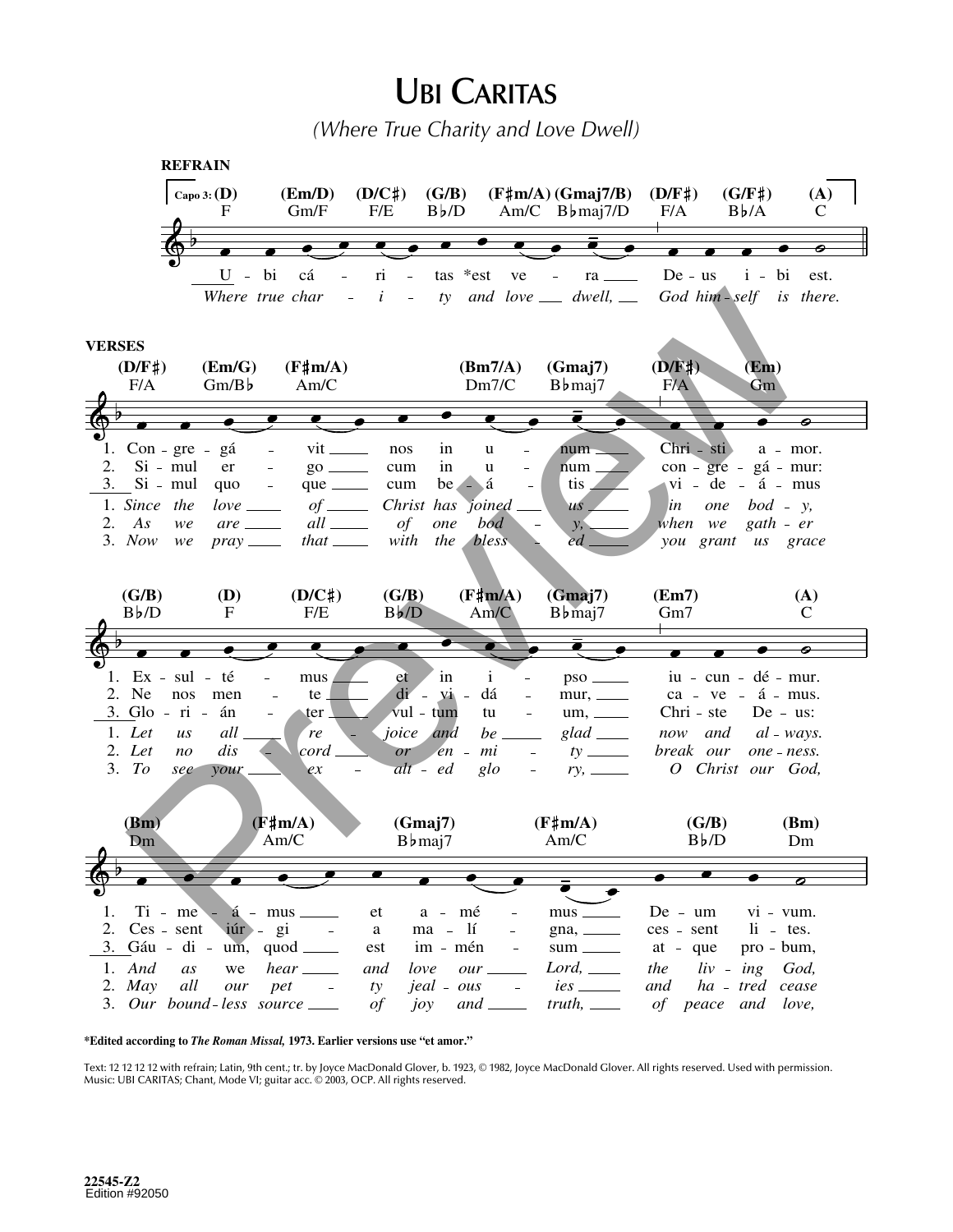# Ubi Caritas

*(Where True Charity and Love Dwell)*

**REFRAIN**

Capo 3: (D) F — (Em/D) Gm/F — (D/C♯) F/E — (G/B) B♭/D — (F♯m/A) Am/C — (Gmaj7/B) B♭maj7/D — (D/F♯) F/A — (G/F♯) B♭/A — (A) C

U - bi cá - ri - tas *est ve - ra De - us i - bi est.
*Where true char - i - ty and love dwell, God him - self is there.*

**VERSES**

(D/F♯) F/A — (Em/G) Gm/B♭ — (F♯m/A) Am/C — (Bm7/A) Dm7/C — (Gmaj7) B♭maj7 — (D/F♯) F/A — (Em) Gm

1. Con - gre - gá - vit nos in u - num Chri - sti a - mor.
2. Si - mul er - go cum in u - num con - gre - gá - mur:
3. Si - mul quo - que cum be - á - tis vi - de - á - mus

1. *Since the love of Christ has joined us in one bod - y,*
2. *As we are all of one bod - y, when we gath - er*
3. *Now we pray that with the bless - ed you grant us grace*

(G/B) B♭/D — (D) F — (D/C♯) F/E — (G/B) B♭/D — (F♯m/A) Am/C — (Gmaj7) B♭maj7 — (Em7) Gm7 — (A) C

1. Ex - sul - té - mus et in i - pso iu - cun - dé - mur.
2. Ne nos men - te di - vi - dá - mur, ca - ve - á - mus.
3. Glo - ri - án - ter vul - tum tu - um, Chri - ste De - us:

1. *Let us all re - joice and be glad now and al - ways.*
2. *Let no dis - cord or en - mi - ty break our one - ness.*
3. *To see your ex - alt - ed glo - ry, O Christ our God,*

(Bm) Dm — (F♯m/A) Am/C — (Gmaj7) B♭maj7 — (F♯m/A) Am/C — (G/B) B♭/D — (Bm) Dm

1. Ti - me - á - mus et a - mé - mus De - um vi - vum.
2. Ces - sent iúr - gi - a ma - lí - gna, ces - sent li - tes.
3. Gáu - di - um, quod est im - mén - sum at - que pro - bum,

1. *And as we hear and love our Lord, the liv - ing God,*
2. *May all our pet - ty jeal - ous - ies and ha - tred cease*
3. *Our bound - less source of joy and truth, of peace and love,*

**\*Edited according to *The Roman Missal*, 1973. Earlier versions use "et amor."**

Text: 12 12 12 12 with refrain; Latin, 9th cent.; tr. by Joyce MacDonald Glover, b. 1923, © 1982, Joyce MacDonald Glover. All rights reserved. Used with permission.
Music: UBI CARITAS; Chant, Mode VI; guitar acc. © 2003, OCP. All rights reserved.

22545-Z2
Edition #92050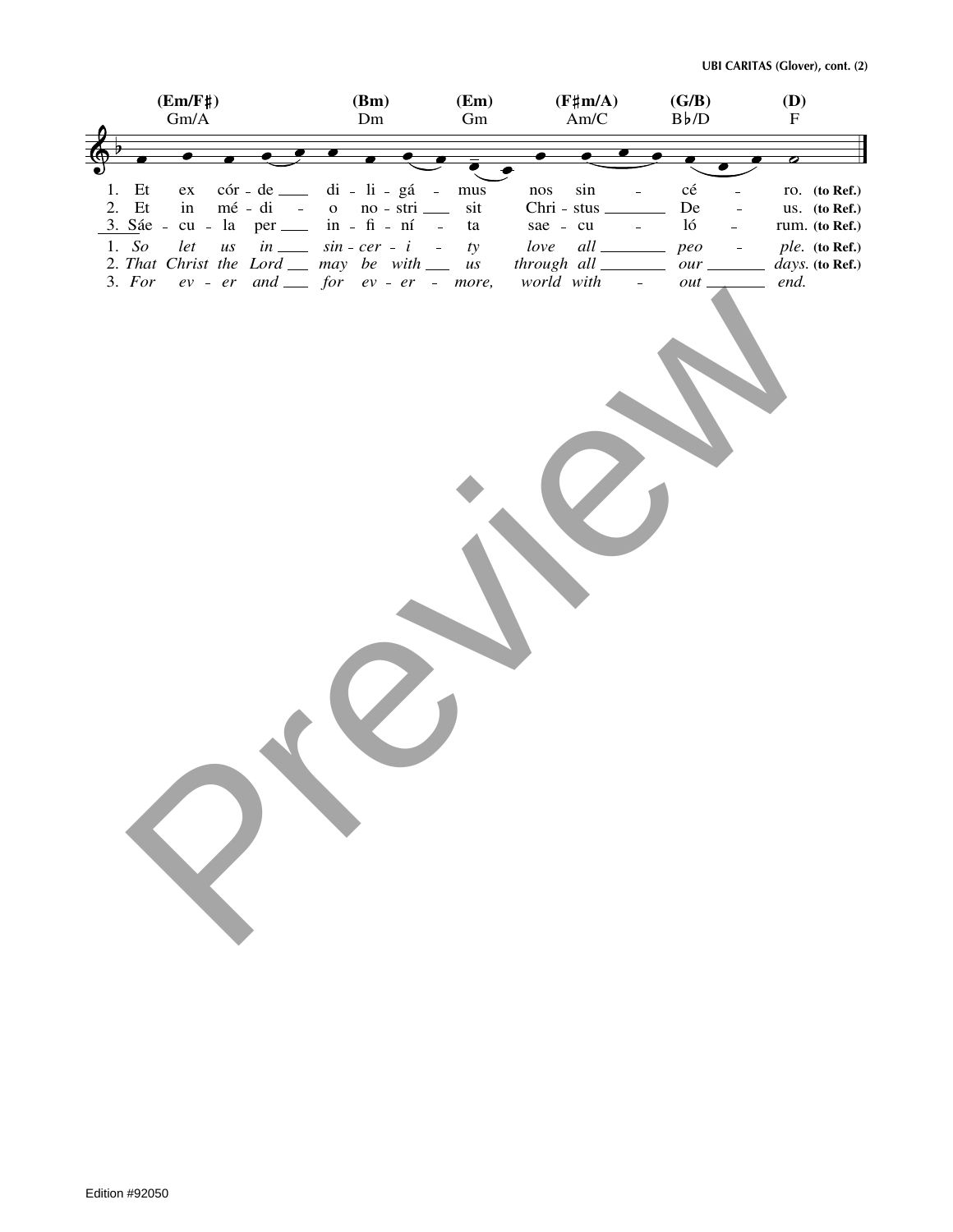(Em/F♯) Gm/A (Bm) Dm (Em) Gm (F♯m/A) Am/C (G/B) B♭/D (D) F

1. Et ex cór - de di - li - gá - mus nos sin - cé - ro. **(to Ref.)**
2. Et in mé - di - o no - stri sit Chri - stus De - us. **(to Ref.)**
3. Sáe - cu - la per in - fi - ní - ta sae - cu - ló - rum. **(to Ref.)**

1. *So let us in sin - cer - i - ty love all peo - ple.* **(to Ref.)**
2. *That Christ the Lord may be with us through all our days.* **(to Ref.)**
3. *For ev - er and for ev - er - more, world with - out end.*

Edition #92050